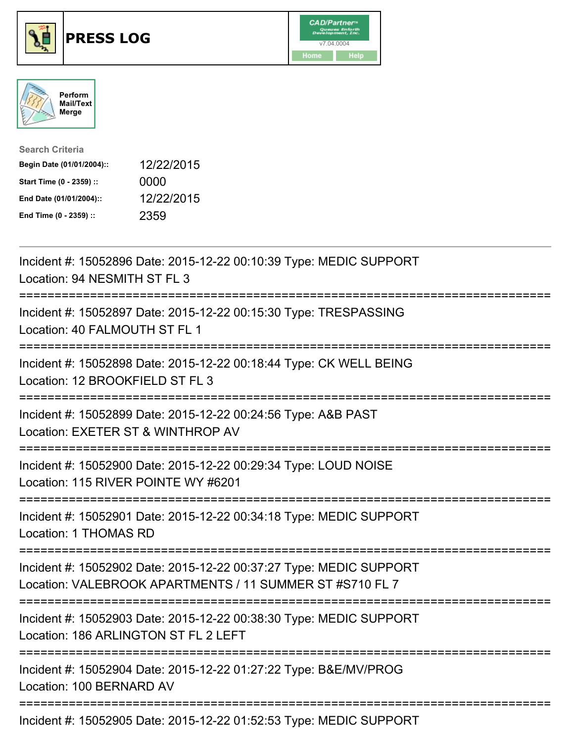# PRESS LOG

CAD/Partner™
v7.04.0004
Home Help

Perform Mail/Text Merge

**Search Criteria**

| | |
|---|---|
| **Begin Date (01/01/2004)::** | 12/22/2015 |
| **Start Time (0 - 2359) ::** | 0000 |
| **End Date (01/01/2004)::** | 12/22/2015 |
| **End Time (0 - 2359) ::** | 2359 |

---

Incident #: 15052896 Date: 2015-12-22 00:10:39 Type: MEDIC SUPPORT
Location: 94 NESMITH ST FL 3

===========================================================================

Incident #: 15052897 Date: 2015-12-22 00:15:30 Type: TRESPASSING
Location: 40 FALMOUTH ST FL 1

===========================================================================

Incident #: 15052898 Date: 2015-12-22 00:18:44 Type: CK WELL BEING
Location: 12 BROOKFIELD ST FL 3

===========================================================================

Incident #: 15052899 Date: 2015-12-22 00:24:56 Type: A&B PAST
Location: EXETER ST & WINTHROP AV

===========================================================================

Incident #: 15052900 Date: 2015-12-22 00:29:34 Type: LOUD NOISE
Location: 115 RIVER POINTE WY #6201

===========================================================================

Incident #: 15052901 Date: 2015-12-22 00:34:18 Type: MEDIC SUPPORT
Location: 1 THOMAS RD

===========================================================================

Incident #: 15052902 Date: 2015-12-22 00:37:27 Type: MEDIC SUPPORT
Location: VALEBROOK APARTMENTS / 11 SUMMER ST #S710 FL 7

===========================================================================

Incident #: 15052903 Date: 2015-12-22 00:38:30 Type: MEDIC SUPPORT
Location: 186 ARLINGTON ST FL 2 LEFT

===========================================================================

Incident #: 15052904 Date: 2015-12-22 01:27:22 Type: B&E/MV/PROG
Location: 100 BERNARD AV

===========================================================================

Incident #: 15052905 Date: 2015-12-22 01:52:53 Type: MEDIC SUPPORT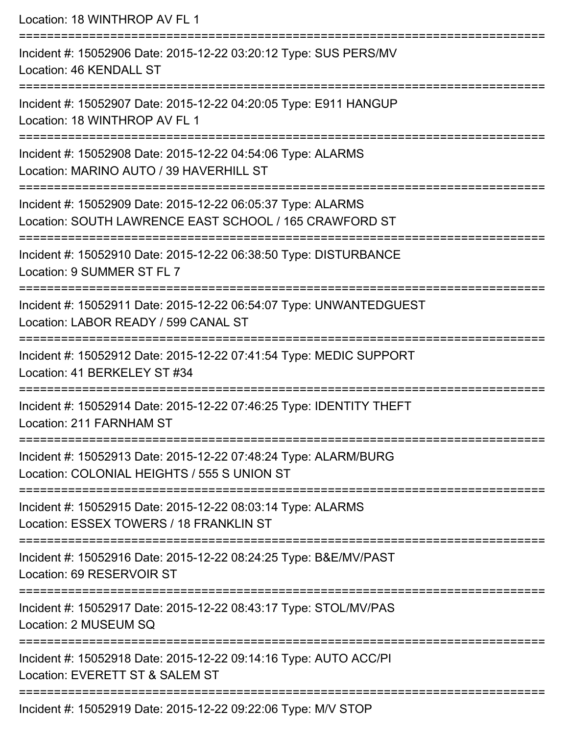Location: 18 WINTHROP AV FL 1

===========================================================================

Incident #: 15052906 Date: 2015-12-22 03:20:12 Type: SUS PERS/MV
Location: 46 KENDALL ST

===========================================================================

Incident #: 15052907 Date: 2015-12-22 04:20:05 Type: E911 HANGUP
Location: 18 WINTHROP AV FL 1

===========================================================================

Incident #: 15052908 Date: 2015-12-22 04:54:06 Type: ALARMS
Location: MARINO AUTO / 39 HAVERHILL ST

===========================================================================

Incident #: 15052909 Date: 2015-12-22 06:05:37 Type: ALARMS
Location: SOUTH LAWRENCE EAST SCHOOL / 165 CRAWFORD ST

===========================================================================

Incident #: 15052910 Date: 2015-12-22 06:38:50 Type: DISTURBANCE
Location: 9 SUMMER ST FL 7

===========================================================================

Incident #: 15052911 Date: 2015-12-22 06:54:07 Type: UNWANTEDGUEST
Location: LABOR READY / 599 CANAL ST

===========================================================================

Incident #: 15052912 Date: 2015-12-22 07:41:54 Type: MEDIC SUPPORT
Location: 41 BERKELEY ST #34

===========================================================================

Incident #: 15052914 Date: 2015-12-22 07:46:25 Type: IDENTITY THEFT
Location: 211 FARNHAM ST

===========================================================================

Incident #: 15052913 Date: 2015-12-22 07:48:24 Type: ALARM/BURG
Location: COLONIAL HEIGHTS / 555 S UNION ST

===========================================================================

Incident #: 15052915 Date: 2015-12-22 08:03:14 Type: ALARMS
Location: ESSEX TOWERS / 18 FRANKLIN ST

===========================================================================

Incident #: 15052916 Date: 2015-12-22 08:24:25 Type: B&E/MV/PAST
Location: 69 RESERVOIR ST

===========================================================================

Incident #: 15052917 Date: 2015-12-22 08:43:17 Type: STOL/MV/PAS
Location: 2 MUSEUM SQ

===========================================================================

Incident #: 15052918 Date: 2015-12-22 09:14:16 Type: AUTO ACC/PI
Location: EVERETT ST & SALEM ST

===========================================================================

Incident #: 15052919 Date: 2015-12-22 09:22:06 Type: M/V STOP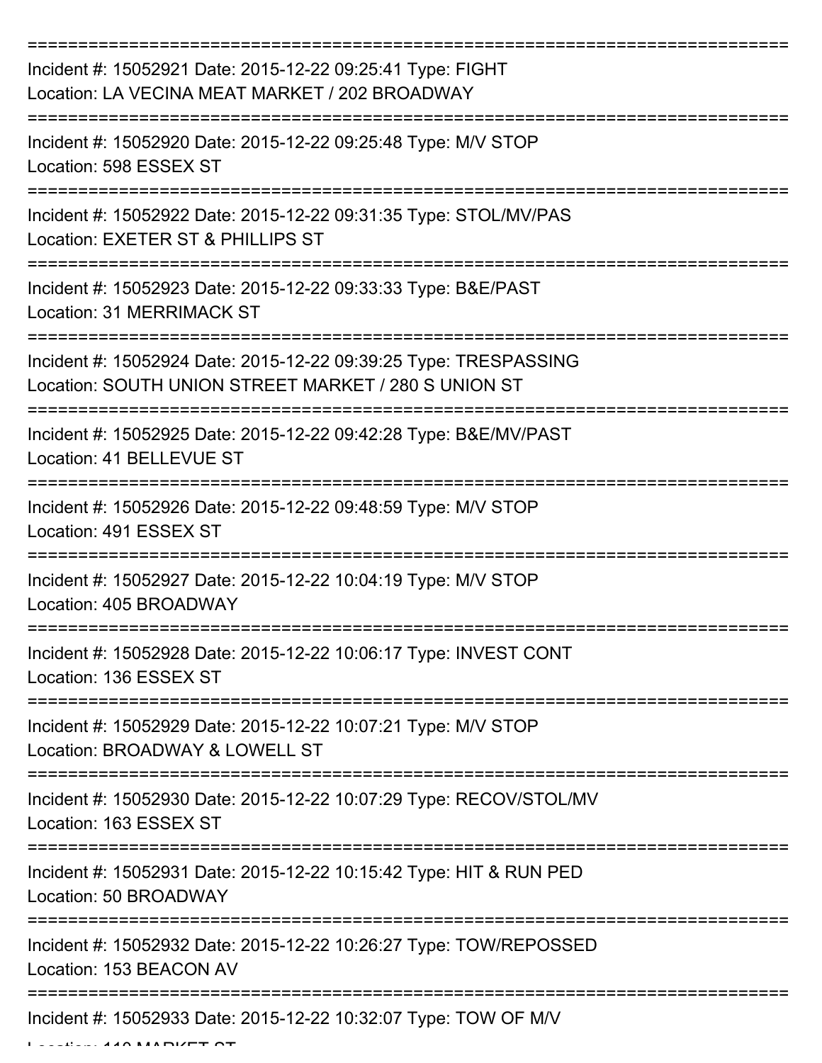===========================================================================

Incident #: 15052921 Date: 2015-12-22 09:25:41 Type: FIGHT
Location: LA VECINA MEAT MARKET / 202 BROADWAY

===========================================================================

Incident #: 15052920 Date: 2015-12-22 09:25:48 Type: M/V STOP
Location: 598 ESSEX ST

===========================================================================

Incident #: 15052922 Date: 2015-12-22 09:31:35 Type: STOL/MV/PAS
Location: EXETER ST & PHILLIPS ST

===========================================================================

Incident #: 15052923 Date: 2015-12-22 09:33:33 Type: B&E/PAST
Location: 31 MERRIMACK ST

===========================================================================

Incident #: 15052924 Date: 2015-12-22 09:39:25 Type: TRESPASSING
Location: SOUTH UNION STREET MARKET / 280 S UNION ST

===========================================================================

Incident #: 15052925 Date: 2015-12-22 09:42:28 Type: B&E/MV/PAST
Location: 41 BELLEVUE ST

===========================================================================

Incident #: 15052926 Date: 2015-12-22 09:48:59 Type: M/V STOP
Location: 491 ESSEX ST

===========================================================================

Incident #: 15052927 Date: 2015-12-22 10:04:19 Type: M/V STOP
Location: 405 BROADWAY

===========================================================================

Incident #: 15052928 Date: 2015-12-22 10:06:17 Type: INVEST CONT
Location: 136 ESSEX ST

===========================================================================

Incident #: 15052929 Date: 2015-12-22 10:07:21 Type: M/V STOP
Location: BROADWAY & LOWELL ST

===========================================================================

Incident #: 15052930 Date: 2015-12-22 10:07:29 Type: RECOV/STOL/MV
Location: 163 ESSEX ST

===========================================================================

Incident #: 15052931 Date: 2015-12-22 10:15:42 Type: HIT & RUN PED
Location: 50 BROADWAY

===========================================================================

Incident #: 15052932 Date: 2015-12-22 10:26:27 Type: TOW/REPOSSED
Location: 153 BEACON AV

===========================================================================

Incident #: 15052933 Date: 2015-12-22 10:32:07 Type: TOW OF M/V
Location: 110 MARKET ST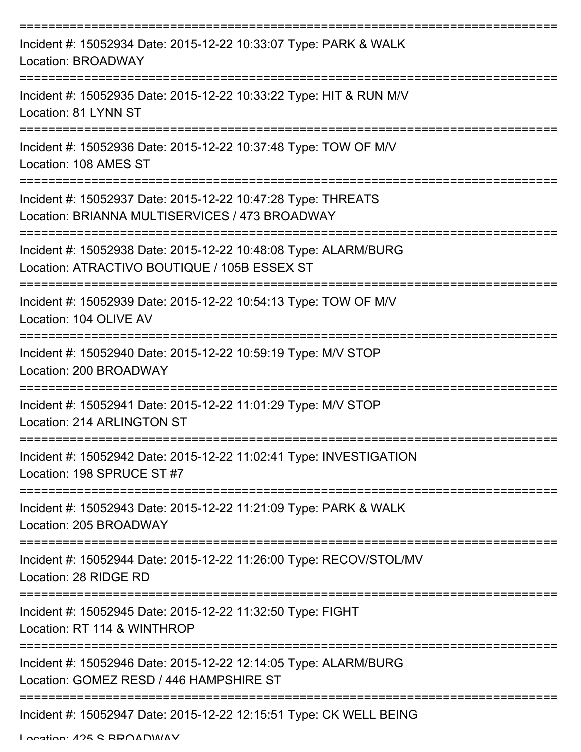===========================================================================

Incident #: 15052934 Date: 2015-12-22 10:33:07 Type: PARK & WALK
Location: BROADWAY

===========================================================================

Incident #: 15052935 Date: 2015-12-22 10:33:22 Type: HIT & RUN M/V
Location: 81 LYNN ST

===========================================================================

Incident #: 15052936 Date: 2015-12-22 10:37:48 Type: TOW OF M/V
Location: 108 AMES ST

===========================================================================

Incident #: 15052937 Date: 2015-12-22 10:47:28 Type: THREATS
Location: BRIANNA MULTISERVICES / 473 BROADWAY

===========================================================================

Incident #: 15052938 Date: 2015-12-22 10:48:08 Type: ALARM/BURG
Location: ATRACTIVO BOUTIQUE / 105B ESSEX ST

===========================================================================

Incident #: 15052939 Date: 2015-12-22 10:54:13 Type: TOW OF M/V
Location: 104 OLIVE AV

===========================================================================

Incident #: 15052940 Date: 2015-12-22 10:59:19 Type: M/V STOP
Location: 200 BROADWAY

===========================================================================

Incident #: 15052941 Date: 2015-12-22 11:01:29 Type: M/V STOP
Location: 214 ARLINGTON ST

===========================================================================

Incident #: 15052942 Date: 2015-12-22 11:02:41 Type: INVESTIGATION
Location: 198 SPRUCE ST #7

===========================================================================

Incident #: 15052943 Date: 2015-12-22 11:21:09 Type: PARK & WALK
Location: 205 BROADWAY

===========================================================================

Incident #: 15052944 Date: 2015-12-22 11:26:00 Type: RECOV/STOL/MV
Location: 28 RIDGE RD

===========================================================================

Incident #: 15052945 Date: 2015-12-22 11:32:50 Type: FIGHT
Location: RT 114 & WINTHROP

===========================================================================

Incident #: 15052946 Date: 2015-12-22 12:14:05 Type: ALARM/BURG
Location: GOMEZ RESD / 446 HAMPSHIRE ST

===========================================================================

Incident #: 15052947 Date: 2015-12-22 12:15:51 Type: CK WELL BEING
Location: 425 S BROADWAY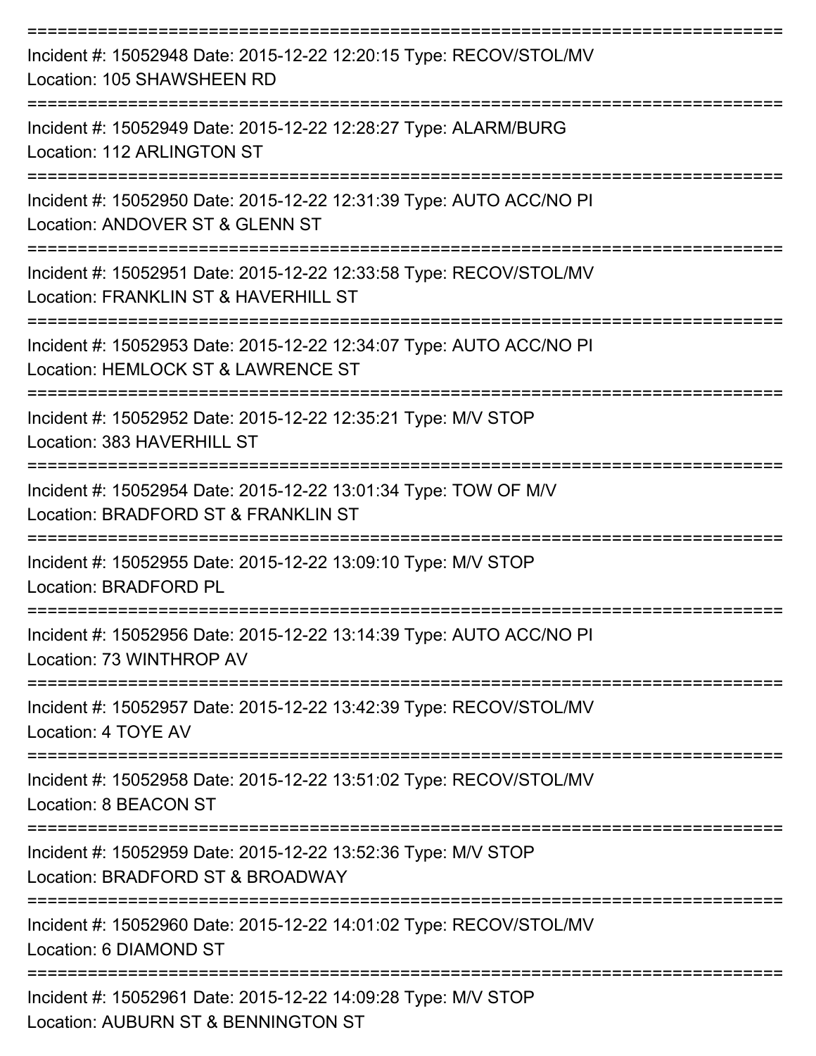===========================================================================

Incident #: 15052948 Date: 2015-12-22 12:20:15 Type: RECOV/STOL/MV
Location: 105 SHAWSHEEN RD

===========================================================================

Incident #: 15052949 Date: 2015-12-22 12:28:27 Type: ALARM/BURG
Location: 112 ARLINGTON ST

===========================================================================

Incident #: 15052950 Date: 2015-12-22 12:31:39 Type: AUTO ACC/NO PI
Location: ANDOVER ST & GLENN ST

===========================================================================

Incident #: 15052951 Date: 2015-12-22 12:33:58 Type: RECOV/STOL/MV
Location: FRANKLIN ST & HAVERHILL ST

===========================================================================

Incident #: 15052953 Date: 2015-12-22 12:34:07 Type: AUTO ACC/NO PI
Location: HEMLOCK ST & LAWRENCE ST

===========================================================================

Incident #: 15052952 Date: 2015-12-22 12:35:21 Type: M/V STOP
Location: 383 HAVERHILL ST

===========================================================================

Incident #: 15052954 Date: 2015-12-22 13:01:34 Type: TOW OF M/V
Location: BRADFORD ST & FRANKLIN ST

===========================================================================

Incident #: 15052955 Date: 2015-12-22 13:09:10 Type: M/V STOP
Location: BRADFORD PL

===========================================================================

Incident #: 15052956 Date: 2015-12-22 13:14:39 Type: AUTO ACC/NO PI
Location: 73 WINTHROP AV

===========================================================================

Incident #: 15052957 Date: 2015-12-22 13:42:39 Type: RECOV/STOL/MV
Location: 4 TOYE AV

===========================================================================

Incident #: 15052958 Date: 2015-12-22 13:51:02 Type: RECOV/STOL/MV
Location: 8 BEACON ST

===========================================================================

Incident #: 15052959 Date: 2015-12-22 13:52:36 Type: M/V STOP
Location: BRADFORD ST & BROADWAY

===========================================================================

Incident #: 15052960 Date: 2015-12-22 14:01:02 Type: RECOV/STOL/MV
Location: 6 DIAMOND ST

===========================================================================

Incident #: 15052961 Date: 2015-12-22 14:09:28 Type: M/V STOP
Location: AUBURN ST & BENNINGTON ST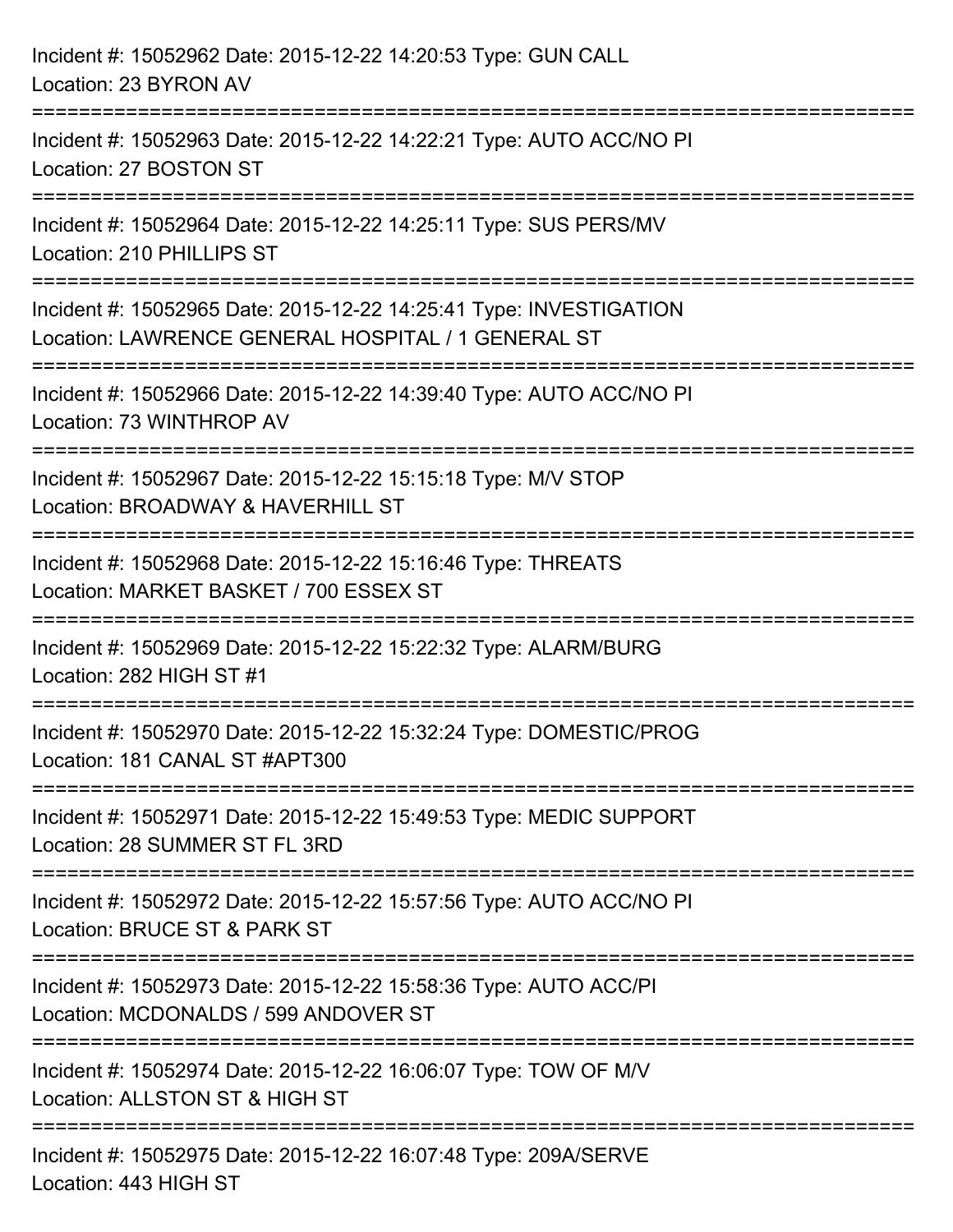Incident #: 15052962 Date: 2015-12-22 14:20:53 Type: GUN CALL
Location: 23 BYRON AV

===========================================================================

Incident #: 15052963 Date: 2015-12-22 14:22:21 Type: AUTO ACC/NO PI
Location: 27 BOSTON ST

===========================================================================

Incident #: 15052964 Date: 2015-12-22 14:25:11 Type: SUS PERS/MV
Location: 210 PHILLIPS ST

===========================================================================

Incident #: 15052965 Date: 2015-12-22 14:25:41 Type: INVESTIGATION
Location: LAWRENCE GENERAL HOSPITAL / 1 GENERAL ST

===========================================================================

Incident #: 15052966 Date: 2015-12-22 14:39:40 Type: AUTO ACC/NO PI
Location: 73 WINTHROP AV

===========================================================================

Incident #: 15052967 Date: 2015-12-22 15:15:18 Type: M/V STOP
Location: BROADWAY & HAVERHILL ST

===========================================================================

Incident #: 15052968 Date: 2015-12-22 15:16:46 Type: THREATS
Location: MARKET BASKET / 700 ESSEX ST

===========================================================================

Incident #: 15052969 Date: 2015-12-22 15:22:32 Type: ALARM/BURG
Location: 282 HIGH ST #1

===========================================================================

Incident #: 15052970 Date: 2015-12-22 15:32:24 Type: DOMESTIC/PROG
Location: 181 CANAL ST #APT300

===========================================================================

Incident #: 15052971 Date: 2015-12-22 15:49:53 Type: MEDIC SUPPORT
Location: 28 SUMMER ST FL 3RD

===========================================================================

Incident #: 15052972 Date: 2015-12-22 15:57:56 Type: AUTO ACC/NO PI
Location: BRUCE ST & PARK ST

===========================================================================

Incident #: 15052973 Date: 2015-12-22 15:58:36 Type: AUTO ACC/PI
Location: MCDONALDS / 599 ANDOVER ST

===========================================================================

Incident #: 15052974 Date: 2015-12-22 16:06:07 Type: TOW OF M/V
Location: ALLSTON ST & HIGH ST

===========================================================================

Incident #: 15052975 Date: 2015-12-22 16:07:48 Type: 209A/SERVE
Location: 443 HIGH ST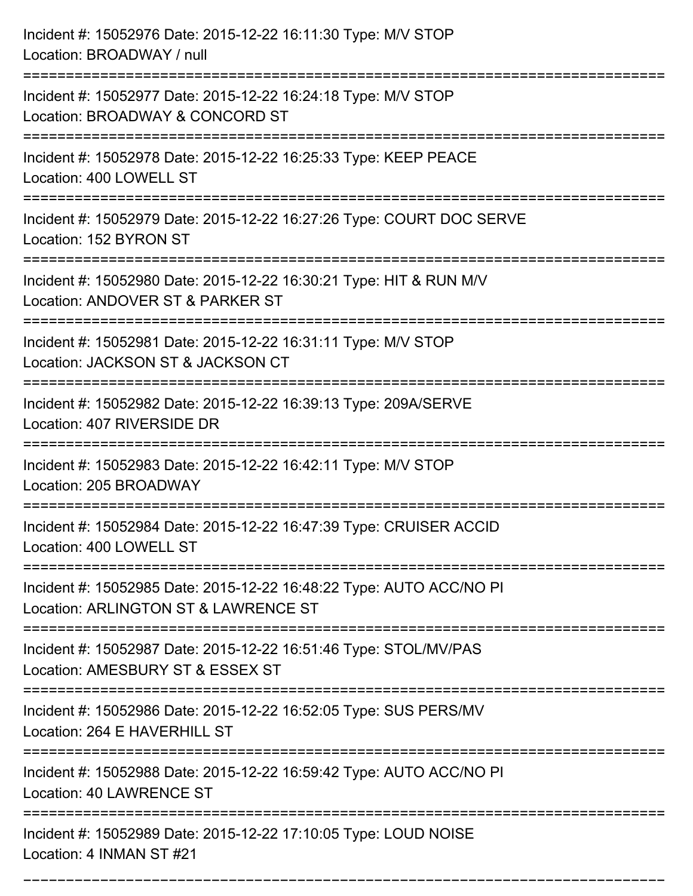Incident #: 15052976 Date: 2015-12-22 16:11:30 Type: M/V STOP
Location: BROADWAY / null

===========================================================================

Incident #: 15052977 Date: 2015-12-22 16:24:18 Type: M/V STOP
Location: BROADWAY & CONCORD ST

===========================================================================

Incident #: 15052978 Date: 2015-12-22 16:25:33 Type: KEEP PEACE
Location: 400 LOWELL ST

===========================================================================

Incident #: 15052979 Date: 2015-12-22 16:27:26 Type: COURT DOC SERVE
Location: 152 BYRON ST

===========================================================================

Incident #: 15052980 Date: 2015-12-22 16:30:21 Type: HIT & RUN M/V
Location: ANDOVER ST & PARKER ST

===========================================================================

Incident #: 15052981 Date: 2015-12-22 16:31:11 Type: M/V STOP
Location: JACKSON ST & JACKSON CT

===========================================================================

Incident #: 15052982 Date: 2015-12-22 16:39:13 Type: 209A/SERVE
Location: 407 RIVERSIDE DR

===========================================================================

Incident #: 15052983 Date: 2015-12-22 16:42:11 Type: M/V STOP
Location: 205 BROADWAY

===========================================================================

Incident #: 15052984 Date: 2015-12-22 16:47:39 Type: CRUISER ACCID
Location: 400 LOWELL ST

===========================================================================

Incident #: 15052985 Date: 2015-12-22 16:48:22 Type: AUTO ACC/NO PI
Location: ARLINGTON ST & LAWRENCE ST

===========================================================================

Incident #: 15052987 Date: 2015-12-22 16:51:46 Type: STOL/MV/PAS
Location: AMESBURY ST & ESSEX ST

===========================================================================

Incident #: 15052986 Date: 2015-12-22 16:52:05 Type: SUS PERS/MV
Location: 264 E HAVERHILL ST

===========================================================================

Incident #: 15052988 Date: 2015-12-22 16:59:42 Type: AUTO ACC/NO PI
Location: 40 LAWRENCE ST

===========================================================================

Incident #: 15052989 Date: 2015-12-22 17:10:05 Type: LOUD NOISE
Location: 4 INMAN ST #21

===========================================================================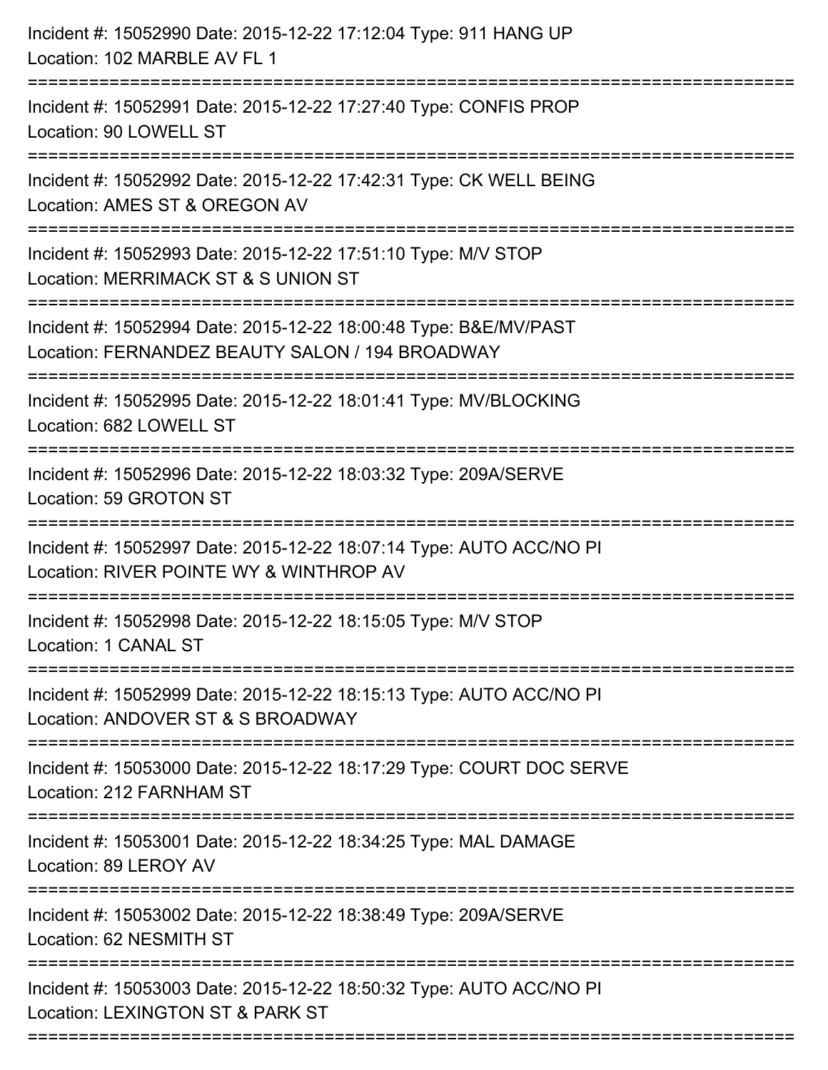Incident #: 15052990 Date: 2015-12-22 17:12:04 Type: 911 HANG UP
Location: 102 MARBLE AV FL 1

===========================================================================

Incident #: 15052991 Date: 2015-12-22 17:27:40 Type: CONFIS PROP
Location: 90 LOWELL ST

===========================================================================

Incident #: 15052992 Date: 2015-12-22 17:42:31 Type: CK WELL BEING
Location: AMES ST & OREGON AV

===========================================================================

Incident #: 15052993 Date: 2015-12-22 17:51:10 Type: M/V STOP
Location: MERRIMACK ST & S UNION ST

===========================================================================

Incident #: 15052994 Date: 2015-12-22 18:00:48 Type: B&E/MV/PAST
Location: FERNANDEZ BEAUTY SALON / 194 BROADWAY

===========================================================================

Incident #: 15052995 Date: 2015-12-22 18:01:41 Type: MV/BLOCKING
Location: 682 LOWELL ST

===========================================================================

Incident #: 15052996 Date: 2015-12-22 18:03:32 Type: 209A/SERVE
Location: 59 GROTON ST

===========================================================================

Incident #: 15052997 Date: 2015-12-22 18:07:14 Type: AUTO ACC/NO PI
Location: RIVER POINTE WY & WINTHROP AV

===========================================================================

Incident #: 15052998 Date: 2015-12-22 18:15:05 Type: M/V STOP
Location: 1 CANAL ST

===========================================================================

Incident #: 15052999 Date: 2015-12-22 18:15:13 Type: AUTO ACC/NO PI
Location: ANDOVER ST & S BROADWAY

===========================================================================

Incident #: 15053000 Date: 2015-12-22 18:17:29 Type: COURT DOC SERVE
Location: 212 FARNHAM ST

===========================================================================

Incident #: 15053001 Date: 2015-12-22 18:34:25 Type: MAL DAMAGE
Location: 89 LEROY AV

===========================================================================

Incident #: 15053002 Date: 2015-12-22 18:38:49 Type: 209A/SERVE
Location: 62 NESMITH ST

===========================================================================

Incident #: 15053003 Date: 2015-12-22 18:50:32 Type: AUTO ACC/NO PI
Location: LEXINGTON ST & PARK ST

===========================================================================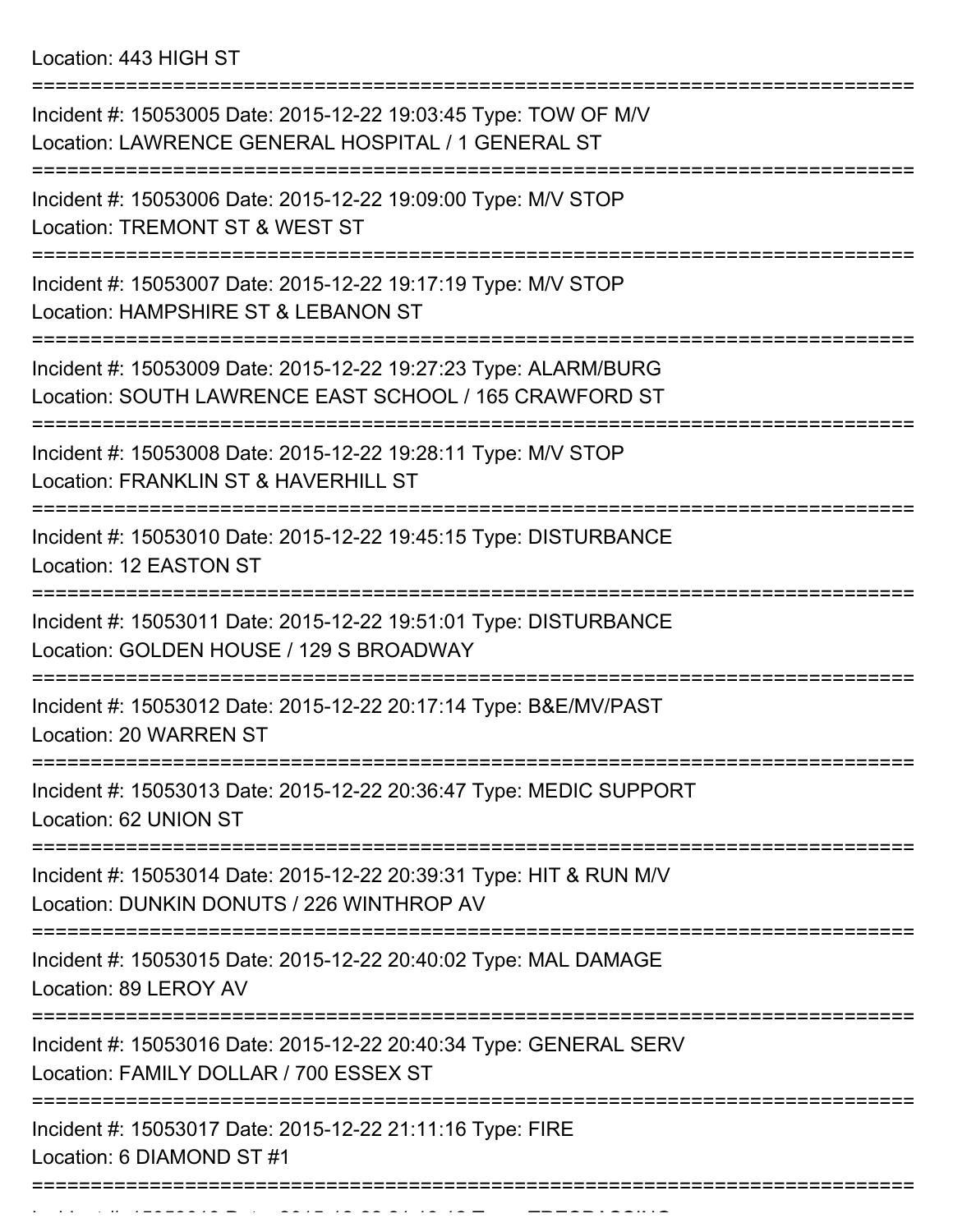Location: 443 HIGH ST

===========================================================================

Incident #: 15053005 Date: 2015-12-22 19:03:45 Type: TOW OF M/V
Location: LAWRENCE GENERAL HOSPITAL / 1 GENERAL ST

===========================================================================

Incident #: 15053006 Date: 2015-12-22 19:09:00 Type: M/V STOP
Location: TREMONT ST & WEST ST

===========================================================================

Incident #: 15053007 Date: 2015-12-22 19:17:19 Type: M/V STOP
Location: HAMPSHIRE ST & LEBANON ST

===========================================================================

Incident #: 15053009 Date: 2015-12-22 19:27:23 Type: ALARM/BURG
Location: SOUTH LAWRENCE EAST SCHOOL / 165 CRAWFORD ST

===========================================================================

Incident #: 15053008 Date: 2015-12-22 19:28:11 Type: M/V STOP
Location: FRANKLIN ST & HAVERHILL ST

===========================================================================

Incident #: 15053010 Date: 2015-12-22 19:45:15 Type: DISTURBANCE
Location: 12 EASTON ST

===========================================================================

Incident #: 15053011 Date: 2015-12-22 19:51:01 Type: DISTURBANCE
Location: GOLDEN HOUSE / 129 S BROADWAY

===========================================================================

Incident #: 15053012 Date: 2015-12-22 20:17:14 Type: B&E/MV/PAST
Location: 20 WARREN ST

===========================================================================

Incident #: 15053013 Date: 2015-12-22 20:36:47 Type: MEDIC SUPPORT
Location: 62 UNION ST

===========================================================================

Incident #: 15053014 Date: 2015-12-22 20:39:31 Type: HIT & RUN M/V
Location: DUNKIN DONUTS / 226 WINTHROP AV

===========================================================================

Incident #: 15053015 Date: 2015-12-22 20:40:02 Type: MAL DAMAGE
Location: 89 LEROY AV

===========================================================================

Incident #: 15053016 Date: 2015-12-22 20:40:34 Type: GENERAL SERV
Location: FAMILY DOLLAR / 700 ESSEX ST

===========================================================================

Incident #: 15053017 Date: 2015-12-22 21:11:16 Type: FIRE
Location: 6 DIAMOND ST #1

===========================================================================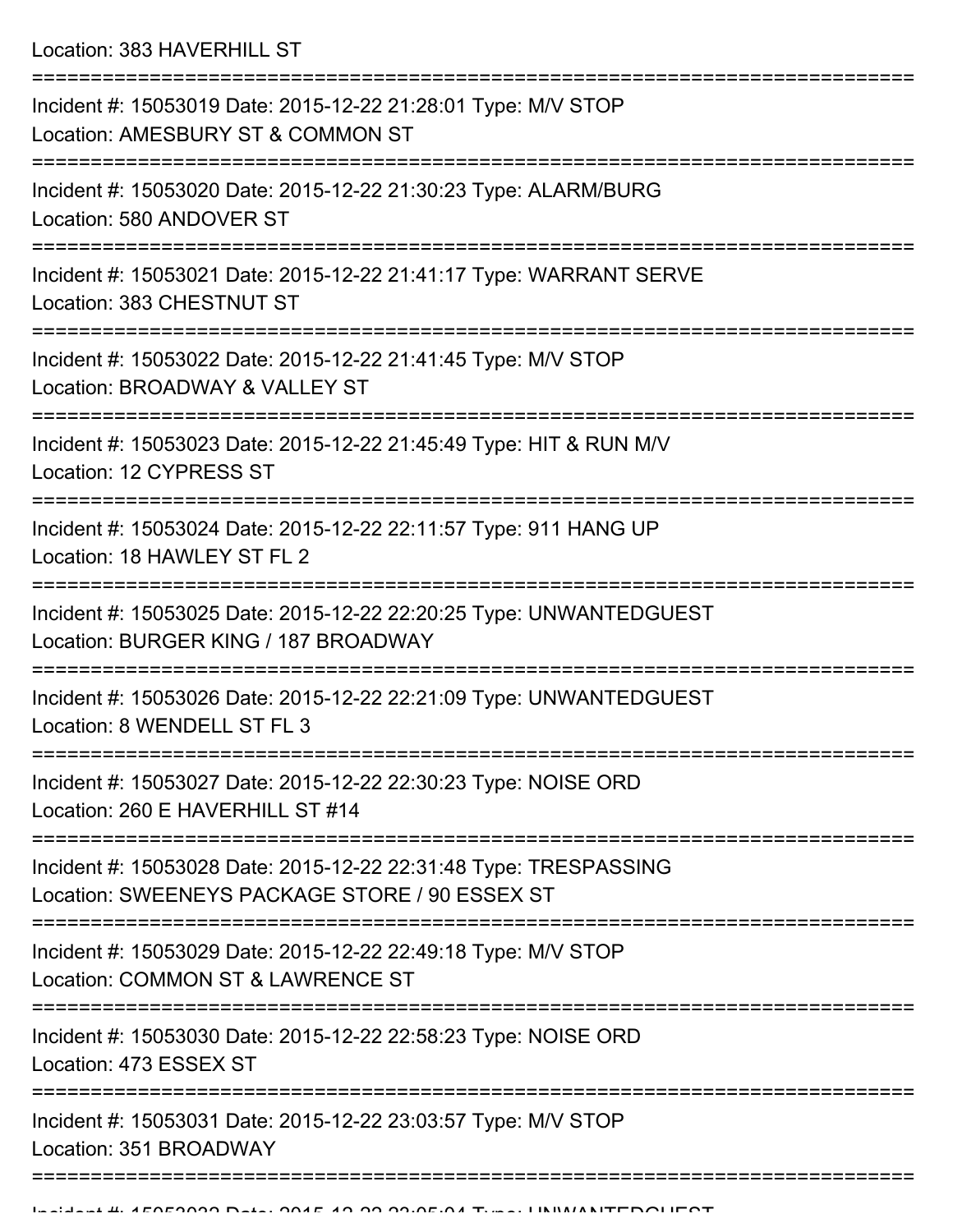Location: 383 HAVERHILL ST

===========================================================================

Incident #: 15053019 Date: 2015-12-22 21:28:01 Type: M/V STOP
Location: AMESBURY ST & COMMON ST

===========================================================================

Incident #: 15053020 Date: 2015-12-22 21:30:23 Type: ALARM/BURG
Location: 580 ANDOVER ST

===========================================================================

Incident #: 15053021 Date: 2015-12-22 21:41:17 Type: WARRANT SERVE
Location: 383 CHESTNUT ST

===========================================================================

Incident #: 15053022 Date: 2015-12-22 21:41:45 Type: M/V STOP
Location: BROADWAY & VALLEY ST

===========================================================================

Incident #: 15053023 Date: 2015-12-22 21:45:49 Type: HIT & RUN M/V
Location: 12 CYPRESS ST

===========================================================================

Incident #: 15053024 Date: 2015-12-22 22:11:57 Type: 911 HANG UP
Location: 18 HAWLEY ST FL 2

===========================================================================

Incident #: 15053025 Date: 2015-12-22 22:20:25 Type: UNWANTEDGUEST
Location: BURGER KING / 187 BROADWAY

===========================================================================

Incident #: 15053026 Date: 2015-12-22 22:21:09 Type: UNWANTEDGUEST
Location: 8 WENDELL ST FL 3

===========================================================================

Incident #: 15053027 Date: 2015-12-22 22:30:23 Type: NOISE ORD
Location: 260 E HAVERHILL ST #14

===========================================================================

Incident #: 15053028 Date: 2015-12-22 22:31:48 Type: TRESPASSING
Location: SWEENEYS PACKAGE STORE / 90 ESSEX ST

===========================================================================

Incident #: 15053029 Date: 2015-12-22 22:49:18 Type: M/V STOP
Location: COMMON ST & LAWRENCE ST

===========================================================================

Incident #: 15053030 Date: 2015-12-22 22:58:23 Type: NOISE ORD
Location: 473 ESSEX ST

===========================================================================

Incident #: 15053031 Date: 2015-12-22 23:03:57 Type: M/V STOP
Location: 351 BROADWAY

===========================================================================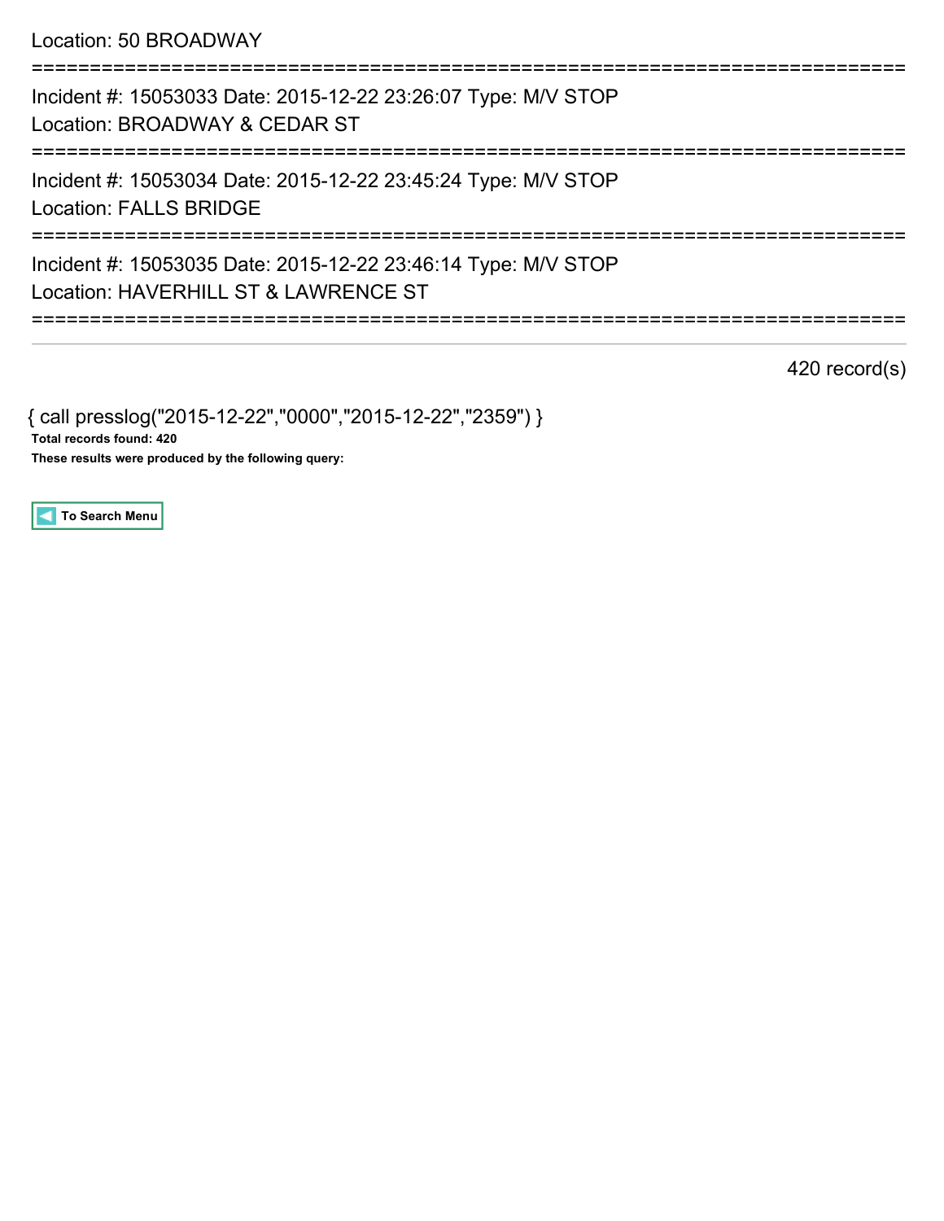Location: 50 BROADWAY

===========================================================================

Incident #: 15053033 Date: 2015-12-22 23:26:07 Type: M/V STOP
Location: BROADWAY & CEDAR ST

===========================================================================

Incident #: 15053034 Date: 2015-12-22 23:45:24 Type: M/V STOP
Location: FALLS BRIDGE

===========================================================================

Incident #: 15053035 Date: 2015-12-22 23:46:14 Type: M/V STOP
Location: HAVERHILL ST & LAWRENCE ST

===========================================================================

420 record(s)

{ call presslog("2015-12-22","0000","2015-12-22","2359") }

**Total records found: 420**

**These results were produced by the following query:**

To Search Menu